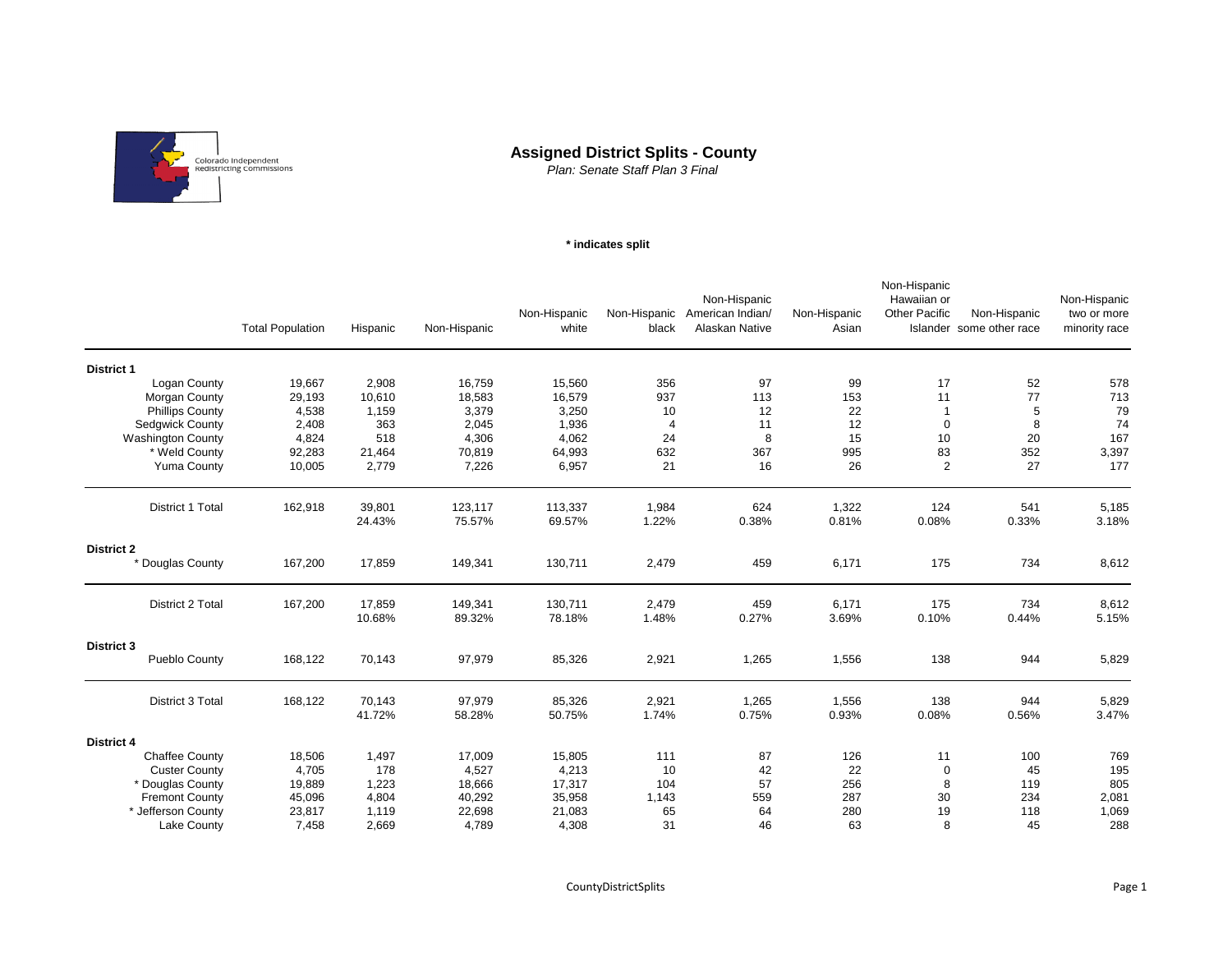# Assigned District Splits - County

*Plan: Senate Staff Plan 3 Final*

**\* indicates split**

| | Total Population | Hispanic | Non-Hispanic | Non-Hispanic white | Non-Hispanic black | Non-Hispanic American Indian/ Alaskan Native | Non-Hispanic Asian | Non-Hispanic Hawaiian or Other Pacific Islander | Non-Hispanic some other race | Non-Hispanic two or more minority race |
|---|---|---|---|---|---|---|---|---|---|---|
| **District 1** | | | | | | | | | | |
| Logan County | 19,667 | 2,908 | 16,759 | 15,560 | 356 | 97 | 99 | 17 | 52 | 578 |
| Morgan County | 29,193 | 10,610 | 18,583 | 16,579 | 937 | 113 | 153 | 11 | 77 | 713 |
| Phillips County | 4,538 | 1,159 | 3,379 | 3,250 | 10 | 12 | 22 | 1 | 5 | 79 |
| Sedgwick County | 2,408 | 363 | 2,045 | 1,936 | 4 | 11 | 12 | 0 | 8 | 74 |
| Washington County | 4,824 | 518 | 4,306 | 4,062 | 24 | 8 | 15 | 10 | 20 | 167 |
| * Weld County | 92,283 | 21,464 | 70,819 | 64,993 | 632 | 367 | 995 | 83 | 352 | 3,397 |
| Yuma County | 10,005 | 2,779 | 7,226 | 6,957 | 21 | 16 | 26 | 2 | 27 | 177 |
| District 1 Total | 162,918 | 39,801 | 123,117 | 113,337 | 1,984 | 624 | 1,322 | 124 | 541 | 5,185 |
| | | 24.43% | 75.57% | 69.57% | 1.22% | 0.38% | 0.81% | 0.08% | 0.33% | 3.18% |
| **District 2** | | | | | | | | | | |
| * Douglas County | 167,200 | 17,859 | 149,341 | 130,711 | 2,479 | 459 | 6,171 | 175 | 734 | 8,612 |
| District 2 Total | 167,200 | 17,859 | 149,341 | 130,711 | 2,479 | 459 | 6,171 | 175 | 734 | 8,612 |
| | | 10.68% | 89.32% | 78.18% | 1.48% | 0.27% | 3.69% | 0.10% | 0.44% | 5.15% |
| **District 3** | | | | | | | | | | |
| Pueblo County | 168,122 | 70,143 | 97,979 | 85,326 | 2,921 | 1,265 | 1,556 | 138 | 944 | 5,829 |
| District 3 Total | 168,122 | 70,143 | 97,979 | 85,326 | 2,921 | 1,265 | 1,556 | 138 | 944 | 5,829 |
| | | 41.72% | 58.28% | 50.75% | 1.74% | 0.75% | 0.93% | 0.08% | 0.56% | 3.47% |
| **District 4** | | | | | | | | | | |
| Chaffee County | 18,506 | 1,497 | 17,009 | 15,805 | 111 | 87 | 126 | 11 | 100 | 769 |
| Custer County | 4,705 | 178 | 4,527 | 4,213 | 10 | 42 | 22 | 0 | 45 | 195 |
| * Douglas County | 19,889 | 1,223 | 18,666 | 17,317 | 104 | 57 | 256 | 8 | 119 | 805 |
| Fremont County | 45,096 | 4,804 | 40,292 | 35,958 | 1,143 | 559 | 287 | 30 | 234 | 2,081 |
| * Jefferson County | 23,817 | 1,119 | 22,698 | 21,083 | 65 | 64 | 280 | 19 | 118 | 1,069 |
| Lake County | 7,458 | 2,669 | 4,789 | 4,308 | 31 | 46 | 63 | 8 | 45 | 288 |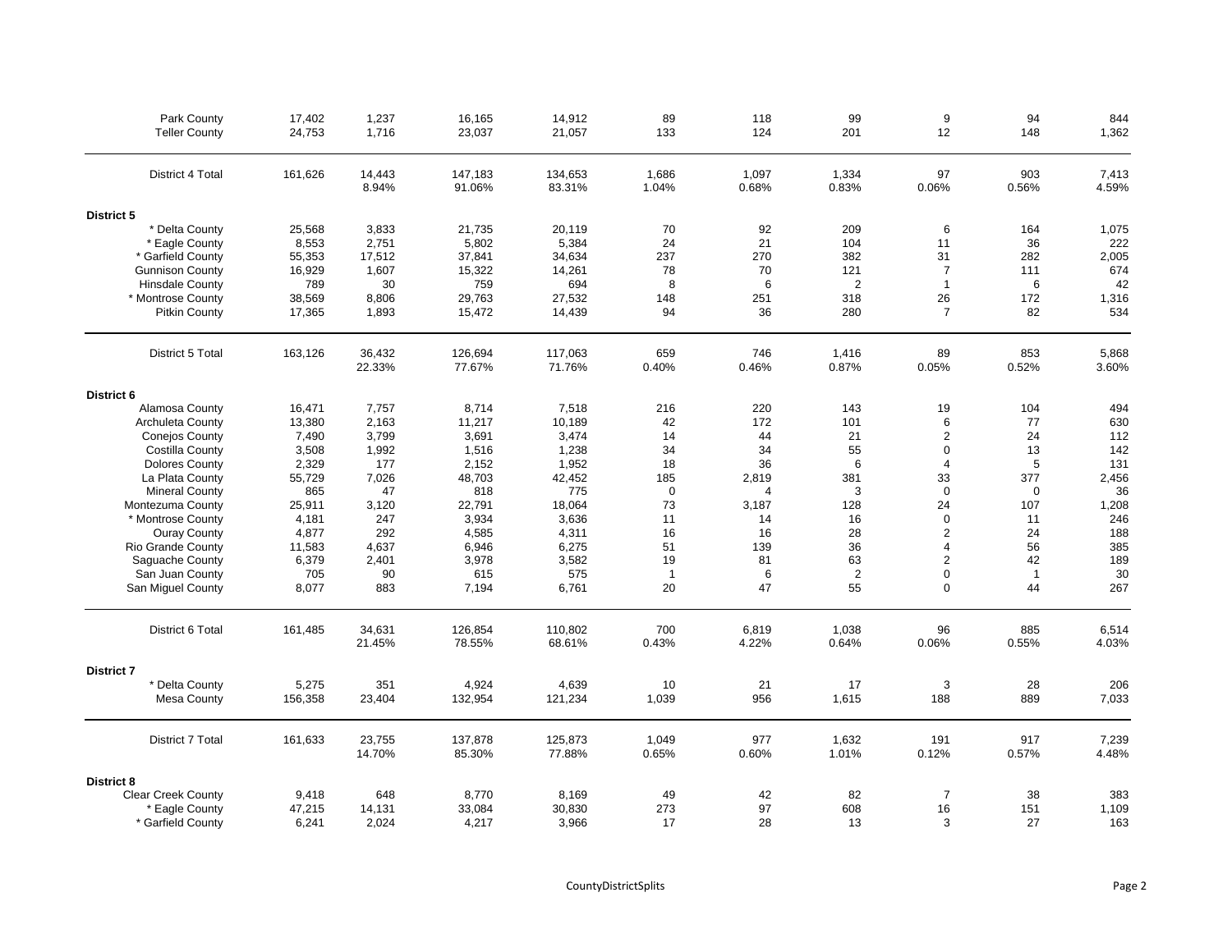| | | | | | | | | | | |
|---|---|---|---|---|---|---|---|---|---|---|
| Park County | 17,402 | 1,237 | 16,165 | 14,912 | 89 | 118 | 99 | 9 | 94 | 844 |
| Teller County | 24,753 | 1,716 | 23,037 | 21,057 | 133 | 124 | 201 | 12 | 148 | 1,362 |
| District 4 Total | 161,626 | 14,443 | 147,183 | 134,653 | 1,686 | 1,097 | 1,334 | 97 | 903 | 7,413 |
| | | 8.94% | 91.06% | 83.31% | 1.04% | 0.68% | 0.83% | 0.06% | 0.56% | 4.59% |
| **District 5** | | | | | | | | | | |
| * Delta County | 25,568 | 3,833 | 21,735 | 20,119 | 70 | 92 | 209 | 6 | 164 | 1,075 |
| * Eagle County | 8,553 | 2,751 | 5,802 | 5,384 | 24 | 21 | 104 | 11 | 36 | 222 |
| * Garfield County | 55,353 | 17,512 | 37,841 | 34,634 | 237 | 270 | 382 | 31 | 282 | 2,005 |
| Gunnison County | 16,929 | 1,607 | 15,322 | 14,261 | 78 | 70 | 121 | 7 | 111 | 674 |
| Hinsdale County | 789 | 30 | 759 | 694 | 8 | 6 | 2 | 1 | 6 | 42 |
| * Montrose County | 38,569 | 8,806 | 29,763 | 27,532 | 148 | 251 | 318 | 26 | 172 | 1,316 |
| Pitkin County | 17,365 | 1,893 | 15,472 | 14,439 | 94 | 36 | 280 | 7 | 82 | 534 |
| District 5 Total | 163,126 | 36,432 | 126,694 | 117,063 | 659 | 746 | 1,416 | 89 | 853 | 5,868 |
| | | 22.33% | 77.67% | 71.76% | 0.40% | 0.46% | 0.87% | 0.05% | 0.52% | 3.60% |
| **District 6** | | | | | | | | | | |
| Alamosa County | 16,471 | 7,757 | 8,714 | 7,518 | 216 | 220 | 143 | 19 | 104 | 494 |
| Archuleta County | 13,380 | 2,163 | 11,217 | 10,189 | 42 | 172 | 101 | 6 | 77 | 630 |
| Conejos County | 7,490 | 3,799 | 3,691 | 3,474 | 14 | 44 | 21 | 2 | 24 | 112 |
| Costilla County | 3,508 | 1,992 | 1,516 | 1,238 | 34 | 34 | 55 | 0 | 13 | 142 |
| Dolores County | 2,329 | 177 | 2,152 | 1,952 | 18 | 36 | 6 | 4 | 5 | 131 |
| La Plata County | 55,729 | 7,026 | 48,703 | 42,452 | 185 | 2,819 | 381 | 33 | 377 | 2,456 |
| Mineral County | 865 | 47 | 818 | 775 | 0 | 4 | 3 | 0 | 0 | 36 |
| Montezuma County | 25,911 | 3,120 | 22,791 | 18,064 | 73 | 3,187 | 128 | 24 | 107 | 1,208 |
| * Montrose County | 4,181 | 247 | 3,934 | 3,636 | 11 | 14 | 16 | 0 | 11 | 246 |
| Ouray County | 4,877 | 292 | 4,585 | 4,311 | 16 | 16 | 28 | 2 | 24 | 188 |
| Rio Grande County | 11,583 | 4,637 | 6,946 | 6,275 | 51 | 139 | 36 | 4 | 56 | 385 |
| Saguache County | 6,379 | 2,401 | 3,978 | 3,582 | 19 | 81 | 63 | 2 | 42 | 189 |
| San Juan County | 705 | 90 | 615 | 575 | 1 | 6 | 2 | 0 | 1 | 30 |
| San Miguel County | 8,077 | 883 | 7,194 | 6,761 | 20 | 47 | 55 | 0 | 44 | 267 |
| District 6 Total | 161,485 | 34,631 | 126,854 | 110,802 | 700 | 6,819 | 1,038 | 96 | 885 | 6,514 |
| | | 21.45% | 78.55% | 68.61% | 0.43% | 4.22% | 0.64% | 0.06% | 0.55% | 4.03% |
| **District 7** | | | | | | | | | | |
| * Delta County | 5,275 | 351 | 4,924 | 4,639 | 10 | 21 | 17 | 3 | 28 | 206 |
| Mesa County | 156,358 | 23,404 | 132,954 | 121,234 | 1,039 | 956 | 1,615 | 188 | 889 | 7,033 |
| District 7 Total | 161,633 | 23,755 | 137,878 | 125,873 | 1,049 | 977 | 1,632 | 191 | 917 | 7,239 |
| | | 14.70% | 85.30% | 77.88% | 0.65% | 0.60% | 1.01% | 0.12% | 0.57% | 4.48% |
| **District 8** | | | | | | | | | | |
| Clear Creek County | 9,418 | 648 | 8,770 | 8,169 | 49 | 42 | 82 | 7 | 38 | 383 |
| * Eagle County | 47,215 | 14,131 | 33,084 | 30,830 | 273 | 97 | 608 | 16 | 151 | 1,109 |
| * Garfield County | 6,241 | 2,024 | 4,217 | 3,966 | 17 | 28 | 13 | 3 | 27 | 163 |

CountyDistrictSplits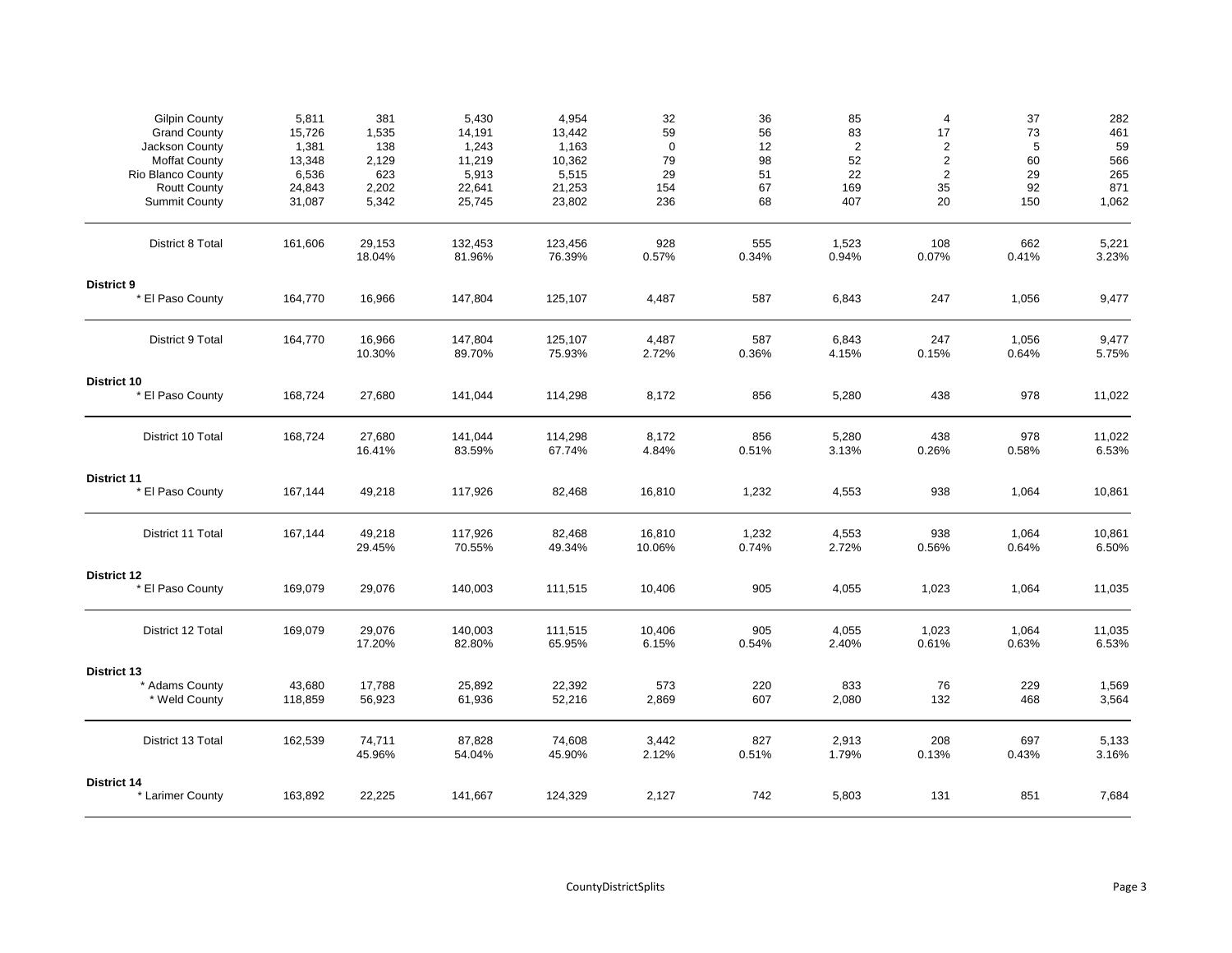| | | | | | | | | | | |
|---|---|---|---|---|---|---|---|---|---|---|
| Gilpin County | 5,811 | 381 | 5,430 | 4,954 | 32 | 36 | 85 | 4 | 37 | 282 |
| Grand County | 15,726 | 1,535 | 14,191 | 13,442 | 59 | 56 | 83 | 17 | 73 | 461 |
| Jackson County | 1,381 | 138 | 1,243 | 1,163 | 0 | 12 | 2 | 2 | 5 | 59 |
| Moffat County | 13,348 | 2,129 | 11,219 | 10,362 | 79 | 98 | 52 | 2 | 60 | 566 |
| Rio Blanco County | 6,536 | 623 | 5,913 | 5,515 | 29 | 51 | 22 | 2 | 29 | 265 |
| Routt County | 24,843 | 2,202 | 22,641 | 21,253 | 154 | 67 | 169 | 35 | 92 | 871 |
| Summit County | 31,087 | 5,342 | 25,745 | 23,802 | 236 | 68 | 407 | 20 | 150 | 1,062 |
| District 8 Total | 161,606 | 29,153 | 132,453 | 123,456 | 928 | 555 | 1,523 | 108 | 662 | 5,221 |
| | | 18.04% | 81.96% | 76.39% | 0.57% | 0.34% | 0.94% | 0.07% | 0.41% | 3.23% |
| **District 9** | | | | | | | | | | |
| * El Paso County | 164,770 | 16,966 | 147,804 | 125,107 | 4,487 | 587 | 6,843 | 247 | 1,056 | 9,477 |
| District 9 Total | 164,770 | 16,966 | 147,804 | 125,107 | 4,487 | 587 | 6,843 | 247 | 1,056 | 9,477 |
| | | 10.30% | 89.70% | 75.93% | 2.72% | 0.36% | 4.15% | 0.15% | 0.64% | 5.75% |
| **District 10** | | | | | | | | | | |
| * El Paso County | 168,724 | 27,680 | 141,044 | 114,298 | 8,172 | 856 | 5,280 | 438 | 978 | 11,022 |
| District 10 Total | 168,724 | 27,680 | 141,044 | 114,298 | 8,172 | 856 | 5,280 | 438 | 978 | 11,022 |
| | | 16.41% | 83.59% | 67.74% | 4.84% | 0.51% | 3.13% | 0.26% | 0.58% | 6.53% |
| **District 11** | | | | | | | | | | |
| * El Paso County | 167,144 | 49,218 | 117,926 | 82,468 | 16,810 | 1,232 | 4,553 | 938 | 1,064 | 10,861 |
| District 11 Total | 167,144 | 49,218 | 117,926 | 82,468 | 16,810 | 1,232 | 4,553 | 938 | 1,064 | 10,861 |
| | | 29.45% | 70.55% | 49.34% | 10.06% | 0.74% | 2.72% | 0.56% | 0.64% | 6.50% |
| **District 12** | | | | | | | | | | |
| * El Paso County | 169,079 | 29,076 | 140,003 | 111,515 | 10,406 | 905 | 4,055 | 1,023 | 1,064 | 11,035 |
| District 12 Total | 169,079 | 29,076 | 140,003 | 111,515 | 10,406 | 905 | 4,055 | 1,023 | 1,064 | 11,035 |
| | | 17.20% | 82.80% | 65.95% | 6.15% | 0.54% | 2.40% | 0.61% | 0.63% | 6.53% |
| **District 13** | | | | | | | | | | |
| * Adams County | 43,680 | 17,788 | 25,892 | 22,392 | 573 | 220 | 833 | 76 | 229 | 1,569 |
| * Weld County | 118,859 | 56,923 | 61,936 | 52,216 | 2,869 | 607 | 2,080 | 132 | 468 | 3,564 |
| District 13 Total | 162,539 | 74,711 | 87,828 | 74,608 | 3,442 | 827 | 2,913 | 208 | 697 | 5,133 |
| | | 45.96% | 54.04% | 45.90% | 2.12% | 0.51% | 1.79% | 0.13% | 0.43% | 3.16% |
| **District 14** | | | | | | | | | | |
| * Larimer County | 163,892 | 22,225 | 141,667 | 124,329 | 2,127 | 742 | 5,803 | 131 | 851 | 7,684 |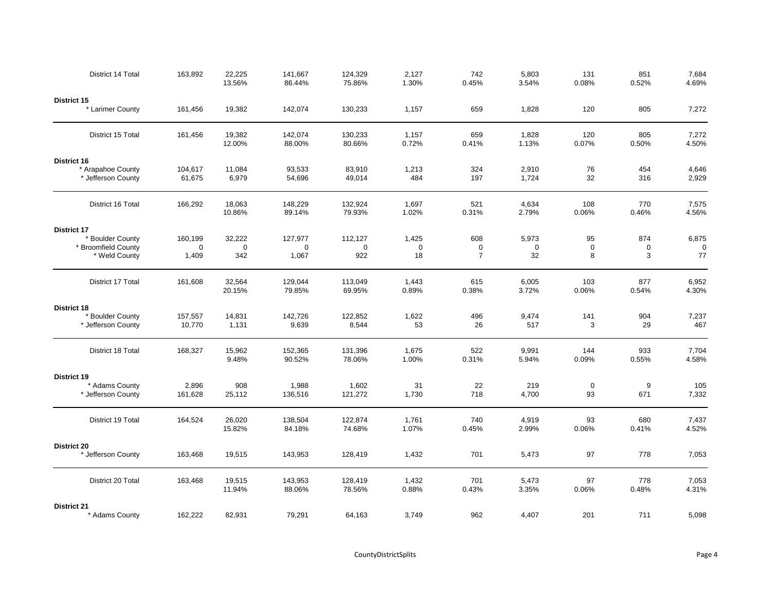| | | | | | | | | | | |
|---|---|---|---|---|---|---|---|---|---|---|
| District 14 Total | 163,892 | 22,225<br>13.56% | 141,667<br>86.44% | 124,329<br>75.86% | 2,127<br>1.30% | 742<br>0.45% | 5,803<br>3.54% | 131<br>0.08% | 851<br>0.52% | 7,684<br>4.69% |
| **District 15** | | | | | | | | | | |
| * Larimer County | 161,456 | 19,382 | 142,074 | 130,233 | 1,157 | 659 | 1,828 | 120 | 805 | 7,272 |
| District 15 Total | 161,456 | 19,382<br>12.00% | 142,074<br>88.00% | 130,233<br>80.66% | 1,157<br>0.72% | 659<br>0.41% | 1,828<br>1.13% | 120<br>0.07% | 805<br>0.50% | 7,272<br>4.50% |
| **District 16** | | | | | | | | | | |
| * Arapahoe County | 104,617 | 11,084 | 93,533 | 83,910 | 1,213 | 324 | 2,910 | 76 | 454 | 4,646 |
| * Jefferson County | 61,675 | 6,979 | 54,696 | 49,014 | 484 | 197 | 1,724 | 32 | 316 | 2,929 |
| District 16 Total | 166,292 | 18,063<br>10.86% | 148,229<br>89.14% | 132,924<br>79.93% | 1,697<br>1.02% | 521<br>0.31% | 4,634<br>2.79% | 108<br>0.06% | 770<br>0.46% | 7,575<br>4.56% |
| **District 17** | | | | | | | | | | |
| * Boulder County | 160,199 | 32,222 | 127,977 | 112,127 | 1,425 | 608 | 5,973 | 95 | 874 | 6,875 |
| * Broomfield County | 0 | 0 | 0 | 0 | 0 | 0 | 0 | 0 | 0 | 0 |
| * Weld County | 1,409 | 342 | 1,067 | 922 | 18 | 7 | 32 | 8 | 3 | 77 |
| District 17 Total | 161,608 | 32,564<br>20.15% | 129,044<br>79.85% | 113,049<br>69.95% | 1,443<br>0.89% | 615<br>0.38% | 6,005<br>3.72% | 103<br>0.06% | 877<br>0.54% | 6,952<br>4.30% |
| **District 18** | | | | | | | | | | |
| * Boulder County | 157,557 | 14,831 | 142,726 | 122,852 | 1,622 | 496 | 9,474 | 141 | 904 | 7,237 |
| * Jefferson County | 10,770 | 1,131 | 9,639 | 8,544 | 53 | 26 | 517 | 3 | 29 | 467 |
| District 18 Total | 168,327 | 15,962<br>9.48% | 152,365<br>90.52% | 131,396<br>78.06% | 1,675<br>1.00% | 522<br>0.31% | 9,991<br>5.94% | 144<br>0.09% | 933<br>0.55% | 7,704<br>4.58% |
| **District 19** | | | | | | | | | | |
| * Adams County | 2,896 | 908 | 1,988 | 1,602 | 31 | 22 | 219 | 0 | 9 | 105 |
| * Jefferson County | 161,628 | 25,112 | 136,516 | 121,272 | 1,730 | 718 | 4,700 | 93 | 671 | 7,332 |
| District 19 Total | 164,524 | 26,020<br>15.82% | 138,504<br>84.18% | 122,874<br>74.68% | 1,761<br>1.07% | 740<br>0.45% | 4,919<br>2.99% | 93<br>0.06% | 680<br>0.41% | 7,437<br>4.52% |
| **District 20** | | | | | | | | | | |
| * Jefferson County | 163,468 | 19,515 | 143,953 | 128,419 | 1,432 | 701 | 5,473 | 97 | 778 | 7,053 |
| District 20 Total | 163,468 | 19,515<br>11.94% | 143,953<br>88.06% | 128,419<br>78.56% | 1,432<br>0.88% | 701<br>0.43% | 5,473<br>3.35% | 97<br>0.06% | 778<br>0.48% | 7,053<br>4.31% |
| **District 21** | | | | | | | | | | |
| * Adams County | 162,222 | 82,931 | 79,291 | 64,163 | 3,749 | 962 | 4,407 | 201 | 711 | 5,098 |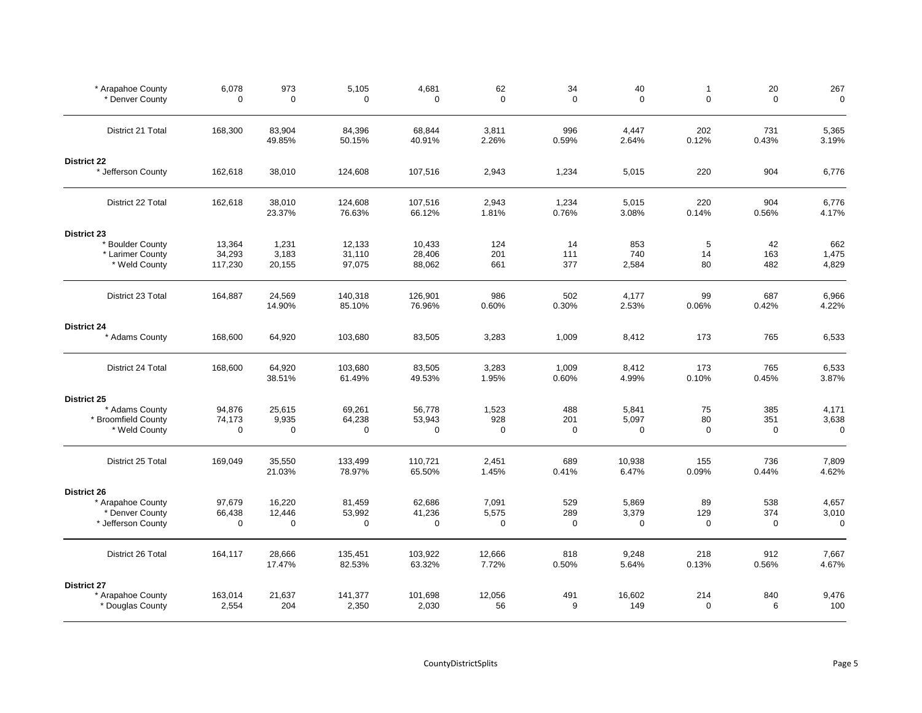| | | | | | | | | | | |
|---|---|---|---|---|---|---|---|---|---|---|
| * Arapahoe County | 6,078 | 973 | 5,105 | 4,681 | 62 | 34 | 40 | 1 | 20 | 267 |
| * Denver County | 0 | 0 | 0 | 0 | 0 | 0 | 0 | 0 | 0 | 0 |
| District 21 Total | 168,300 | 83,904 | 84,396 | 68,844 | 3,811 | 996 | 4,447 | 202 | 731 | 5,365 |
| | | 49.85% | 50.15% | 40.91% | 2.26% | 0.59% | 2.64% | 0.12% | 0.43% | 3.19% |
| **District 22** | | | | | | | | | | |
| * Jefferson County | 162,618 | 38,010 | 124,608 | 107,516 | 2,943 | 1,234 | 5,015 | 220 | 904 | 6,776 |
| District 22 Total | 162,618 | 38,010 | 124,608 | 107,516 | 2,943 | 1,234 | 5,015 | 220 | 904 | 6,776 |
| | | 23.37% | 76.63% | 66.12% | 1.81% | 0.76% | 3.08% | 0.14% | 0.56% | 4.17% |
| **District 23** | | | | | | | | | | |
| * Boulder County | 13,364 | 1,231 | 12,133 | 10,433 | 124 | 14 | 853 | 5 | 42 | 662 |
| * Larimer County | 34,293 | 3,183 | 31,110 | 28,406 | 201 | 111 | 740 | 14 | 163 | 1,475 |
| * Weld County | 117,230 | 20,155 | 97,075 | 88,062 | 661 | 377 | 2,584 | 80 | 482 | 4,829 |
| District 23 Total | 164,887 | 24,569 | 140,318 | 126,901 | 986 | 502 | 4,177 | 99 | 687 | 6,966 |
| | | 14.90% | 85.10% | 76.96% | 0.60% | 0.30% | 2.53% | 0.06% | 0.42% | 4.22% |
| **District 24** | | | | | | | | | | |
| * Adams County | 168,600 | 64,920 | 103,680 | 83,505 | 3,283 | 1,009 | 8,412 | 173 | 765 | 6,533 |
| District 24 Total | 168,600 | 64,920 | 103,680 | 83,505 | 3,283 | 1,009 | 8,412 | 173 | 765 | 6,533 |
| | | 38.51% | 61.49% | 49.53% | 1.95% | 0.60% | 4.99% | 0.10% | 0.45% | 3.87% |
| **District 25** | | | | | | | | | | |
| * Adams County | 94,876 | 25,615 | 69,261 | 56,778 | 1,523 | 488 | 5,841 | 75 | 385 | 4,171 |
| * Broomfield County | 74,173 | 9,935 | 64,238 | 53,943 | 928 | 201 | 5,097 | 80 | 351 | 3,638 |
| * Weld County | 0 | 0 | 0 | 0 | 0 | 0 | 0 | 0 | 0 | 0 |
| District 25 Total | 169,049 | 35,550 | 133,499 | 110,721 | 2,451 | 689 | 10,938 | 155 | 736 | 7,809 |
| | | 21.03% | 78.97% | 65.50% | 1.45% | 0.41% | 6.47% | 0.09% | 0.44% | 4.62% |
| **District 26** | | | | | | | | | | |
| * Arapahoe County | 97,679 | 16,220 | 81,459 | 62,686 | 7,091 | 529 | 5,869 | 89 | 538 | 4,657 |
| * Denver County | 66,438 | 12,446 | 53,992 | 41,236 | 5,575 | 289 | 3,379 | 129 | 374 | 3,010 |
| * Jefferson County | 0 | 0 | 0 | 0 | 0 | 0 | 0 | 0 | 0 | 0 |
| District 26 Total | 164,117 | 28,666 | 135,451 | 103,922 | 12,666 | 818 | 9,248 | 218 | 912 | 7,667 |
| | | 17.47% | 82.53% | 63.32% | 7.72% | 0.50% | 5.64% | 0.13% | 0.56% | 4.67% |
| **District 27** | | | | | | | | | | |
| * Arapahoe County | 163,014 | 21,637 | 141,377 | 101,698 | 12,056 | 491 | 16,602 | 214 | 840 | 9,476 |
| * Douglas County | 2,554 | 204 | 2,350 | 2,030 | 56 | 9 | 149 | 0 | 6 | 100 |

CountyDistrictSplits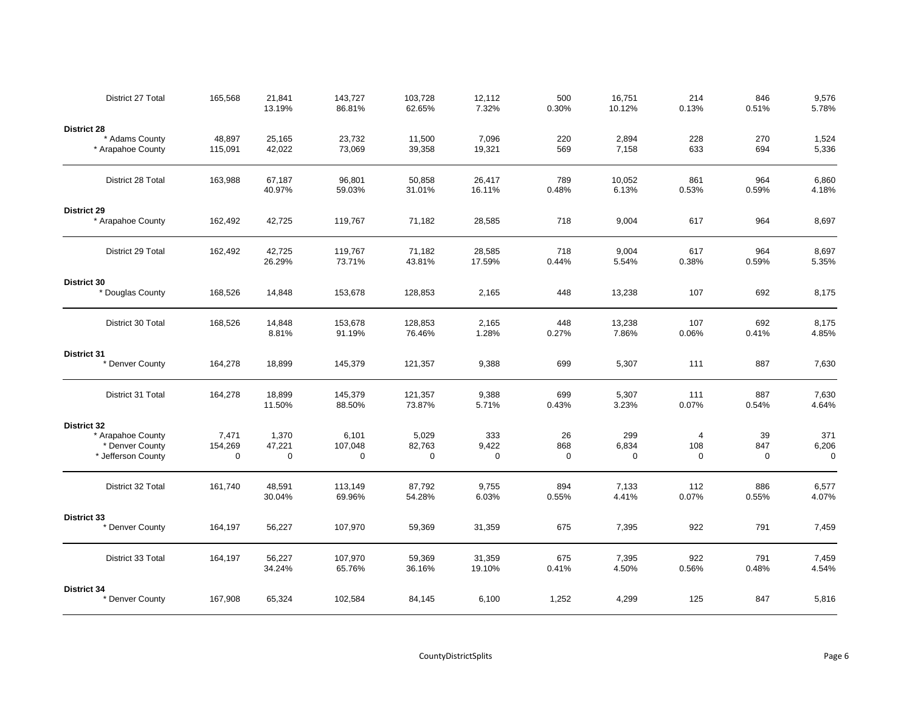| | | | | | | | | | | |
|---|---|---|---|---|---|---|---|---|---|---|
| District 27 Total | 165,568 | 21,841<br>13.19% | 143,727<br>86.81% | 103,728<br>62.65% | 12,112<br>7.32% | 500<br>0.30% | 16,751<br>10.12% | 214<br>0.13% | 846<br>0.51% | 9,576<br>5.78% |
| **District 28** | | | | | | | | | | |
| * Adams County | 48,897 | 25,165 | 23,732 | 11,500 | 7,096 | 220 | 2,894 | 228 | 270 | 1,524 |
| * Arapahoe County | 115,091 | 42,022 | 73,069 | 39,358 | 19,321 | 569 | 7,158 | 633 | 694 | 5,336 |
| District 28 Total | 163,988 | 67,187<br>40.97% | 96,801<br>59.03% | 50,858<br>31.01% | 26,417<br>16.11% | 789<br>0.48% | 10,052<br>6.13% | 861<br>0.53% | 964<br>0.59% | 6,860<br>4.18% |
| **District 29** | | | | | | | | | | |
| * Arapahoe County | 162,492 | 42,725 | 119,767 | 71,182 | 28,585 | 718 | 9,004 | 617 | 964 | 8,697 |
| District 29 Total | 162,492 | 42,725<br>26.29% | 119,767<br>73.71% | 71,182<br>43.81% | 28,585<br>17.59% | 718<br>0.44% | 9,004<br>5.54% | 617<br>0.38% | 964<br>0.59% | 8,697<br>5.35% |
| **District 30** | | | | | | | | | | |
| * Douglas County | 168,526 | 14,848 | 153,678 | 128,853 | 2,165 | 448 | 13,238 | 107 | 692 | 8,175 |
| District 30 Total | 168,526 | 14,848<br>8.81% | 153,678<br>91.19% | 128,853<br>76.46% | 2,165<br>1.28% | 448<br>0.27% | 13,238<br>7.86% | 107<br>0.06% | 692<br>0.41% | 8,175<br>4.85% |
| **District 31** | | | | | | | | | | |
| * Denver County | 164,278 | 18,899 | 145,379 | 121,357 | 9,388 | 699 | 5,307 | 111 | 887 | 7,630 |
| District 31 Total | 164,278 | 18,899<br>11.50% | 145,379<br>88.50% | 121,357<br>73.87% | 9,388<br>5.71% | 699<br>0.43% | 5,307<br>3.23% | 111<br>0.07% | 887<br>0.54% | 7,630<br>4.64% |
| **District 32** | | | | | | | | | | |
| * Arapahoe County | 7,471 | 1,370 | 6,101 | 5,029 | 333 | 26 | 299 | 4 | 39 | 371 |
| * Denver County | 154,269 | 47,221 | 107,048 | 82,763 | 9,422 | 868 | 6,834 | 108 | 847 | 6,206 |
| * Jefferson County | 0 | 0 | 0 | 0 | 0 | 0 | 0 | 0 | 0 | 0 |
| District 32 Total | 161,740 | 48,591<br>30.04% | 113,149<br>69.96% | 87,792<br>54.28% | 9,755<br>6.03% | 894<br>0.55% | 7,133<br>4.41% | 112<br>0.07% | 886<br>0.55% | 6,577<br>4.07% |
| **District 33** | | | | | | | | | | |
| * Denver County | 164,197 | 56,227 | 107,970 | 59,369 | 31,359 | 675 | 7,395 | 922 | 791 | 7,459 |
| District 33 Total | 164,197 | 56,227<br>34.24% | 107,970<br>65.76% | 59,369<br>36.16% | 31,359<br>19.10% | 675<br>0.41% | 7,395<br>4.50% | 922<br>0.56% | 791<br>0.48% | 7,459<br>4.54% |
| **District 34** | | | | | | | | | | |
| * Denver County | 167,908 | 65,324 | 102,584 | 84,145 | 6,100 | 1,252 | 4,299 | 125 | 847 | 5,816 |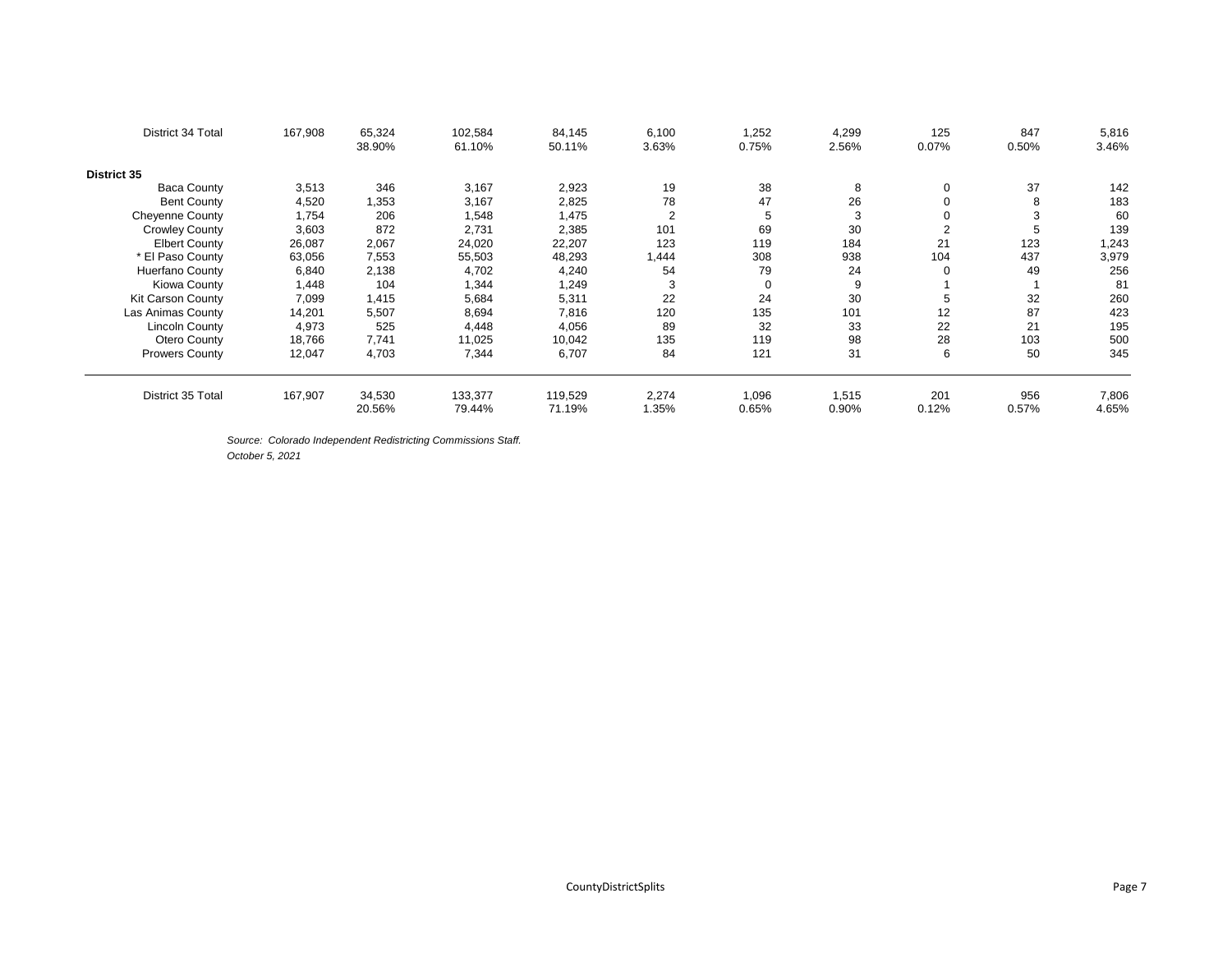| | | | | | | | | | | |
|---|---|---|---|---|---|---|---|---|---|---|
| District 34 Total | 167,908 | 65,324 | 102,584 | 84,145 | 6,100 | 1,252 | 4,299 | 125 | 847 | 5,816 |
| | | 38.90% | 61.10% | 50.11% | 3.63% | 0.75% | 2.56% | 0.07% | 0.50% | 3.46% |
| **District 35** | | | | | | | | | | |
| Baca County | 3,513 | 346 | 3,167 | 2,923 | 19 | 38 | 8 | 0 | 37 | 142 |
| Bent County | 4,520 | 1,353 | 3,167 | 2,825 | 78 | 47 | 26 | 0 | 8 | 183 |
| Cheyenne County | 1,754 | 206 | 1,548 | 1,475 | 2 | 5 | 3 | 0 | 3 | 60 |
| Crowley County | 3,603 | 872 | 2,731 | 2,385 | 101 | 69 | 30 | 2 | 5 | 139 |
| Elbert County | 26,087 | 2,067 | 24,020 | 22,207 | 123 | 119 | 184 | 21 | 123 | 1,243 |
| * El Paso County | 63,056 | 7,553 | 55,503 | 48,293 | 1,444 | 308 | 938 | 104 | 437 | 3,979 |
| Huerfano County | 6,840 | 2,138 | 4,702 | 4,240 | 54 | 79 | 24 | 0 | 49 | 256 |
| Kiowa County | 1,448 | 104 | 1,344 | 1,249 | 3 | 0 | 9 | 1 | 1 | 81 |
| Kit Carson County | 7,099 | 1,415 | 5,684 | 5,311 | 22 | 24 | 30 | 5 | 32 | 260 |
| Las Animas County | 14,201 | 5,507 | 8,694 | 7,816 | 120 | 135 | 101 | 12 | 87 | 423 |
| Lincoln County | 4,973 | 525 | 4,448 | 4,056 | 89 | 32 | 33 | 22 | 21 | 195 |
| Otero County | 18,766 | 7,741 | 11,025 | 10,042 | 135 | 119 | 98 | 28 | 103 | 500 |
| Prowers County | 12,047 | 4,703 | 7,344 | 6,707 | 84 | 121 | 31 | 6 | 50 | 345 |
| District 35 Total | 167,907 | 34,530 | 133,377 | 119,529 | 2,274 | 1,096 | 1,515 | 201 | 956 | 7,806 |
| | | 20.56% | 79.44% | 71.19% | 1.35% | 0.65% | 0.90% | 0.12% | 0.57% | 4.65% |

*Source: Colorado Independent Redistricting Commissions Staff.*

*October 5, 2021*

CountyDistrictSplits